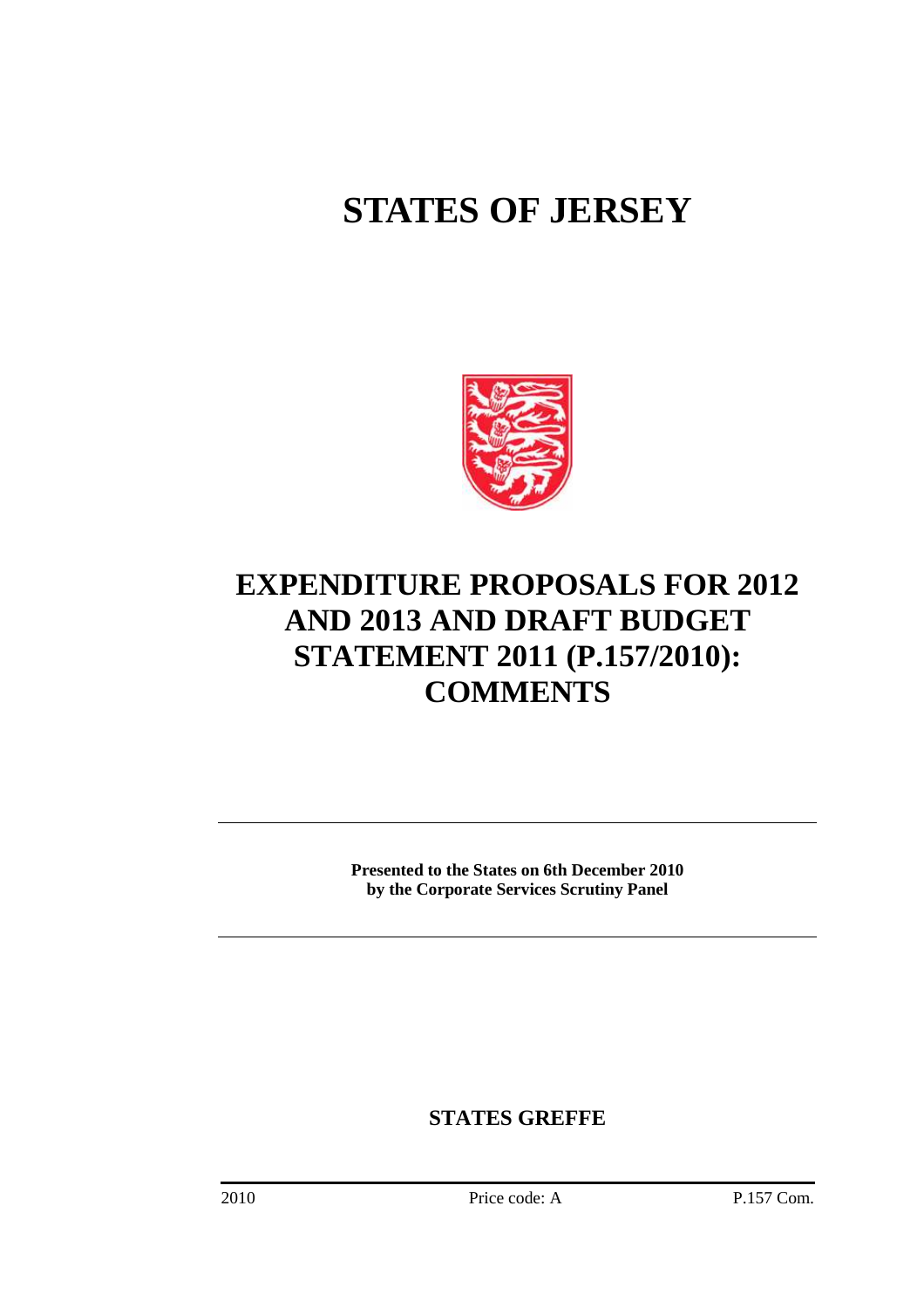# STATES OF JERSEY

# EXPENDITURE PROPOSALS FOR 2012 AND 2013 AND DRAFT BUDGET STATEMENT 2011 (P.157/2010): COMMENTS

---

**Presented to the States on 6th December 2010 by the Corporate Services Scrutiny Panel**

---

**STATES GREFFE**

2010 Price code: A P.157 Com.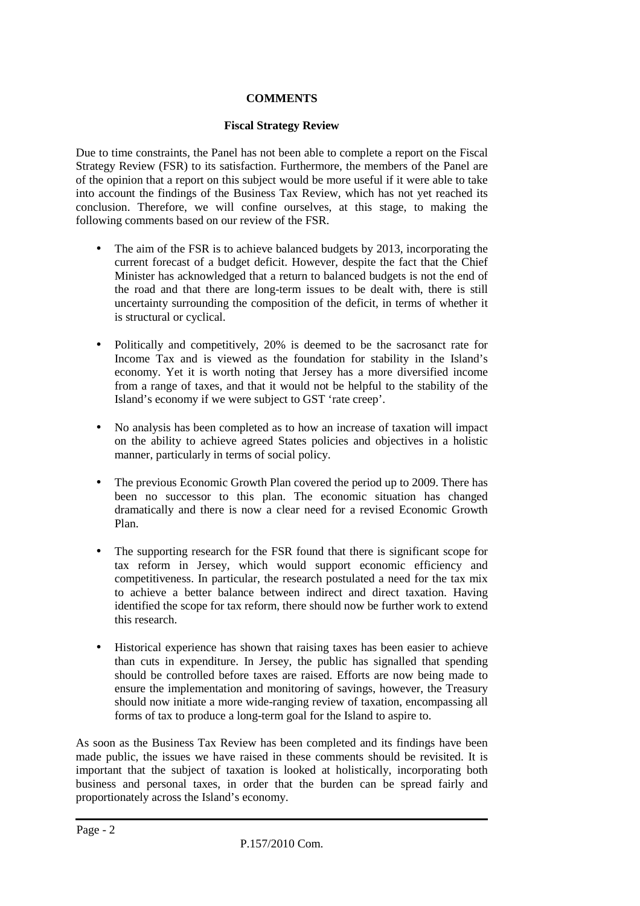**COMMENTS**

**Fiscal Strategy Review**

Due to time constraints, the Panel has not been able to complete a report on the Fiscal Strategy Review (FSR) to its satisfaction. Furthermore, the members of the Panel are of the opinion that a report on this subject would be more useful if it were able to take into account the findings of the Business Tax Review, which has not yet reached its conclusion. Therefore, we will confine ourselves, at this stage, to making the following comments based on our review of the FSR.

- The aim of the FSR is to achieve balanced budgets by 2013, incorporating the current forecast of a budget deficit. However, despite the fact that the Chief Minister has acknowledged that a return to balanced budgets is not the end of the road and that there are long-term issues to be dealt with, there is still uncertainty surrounding the composition of the deficit, in terms of whether it is structural or cyclical.

- Politically and competitively, 20% is deemed to be the sacrosanct rate for Income Tax and is viewed as the foundation for stability in the Island's economy. Yet it is worth noting that Jersey has a more diversified income from a range of taxes, and that it would not be helpful to the stability of the Island's economy if we were subject to GST 'rate creep'.

- No analysis has been completed as to how an increase of taxation will impact on the ability to achieve agreed States policies and objectives in a holistic manner, particularly in terms of social policy.

- The previous Economic Growth Plan covered the period up to 2009. There has been no successor to this plan. The economic situation has changed dramatically and there is now a clear need for a revised Economic Growth Plan.

- The supporting research for the FSR found that there is significant scope for tax reform in Jersey, which would support economic efficiency and competitiveness. In particular, the research postulated a need for the tax mix to achieve a better balance between indirect and direct taxation. Having identified the scope for tax reform, there should now be further work to extend this research.

- Historical experience has shown that raising taxes has been easier to achieve than cuts in expenditure. In Jersey, the public has signalled that spending should be controlled before taxes are raised. Efforts are now being made to ensure the implementation and monitoring of savings, however, the Treasury should now initiate a more wide-ranging review of taxation, encompassing all forms of tax to produce a long-term goal for the Island to aspire to.

As soon as the Business Tax Review has been completed and its findings have been made public, the issues we have raised in these comments should be revisited. It is important that the subject of taxation is looked at holistically, incorporating both business and personal taxes, in order that the burden can be spread fairly and proportionately across the Island's economy.